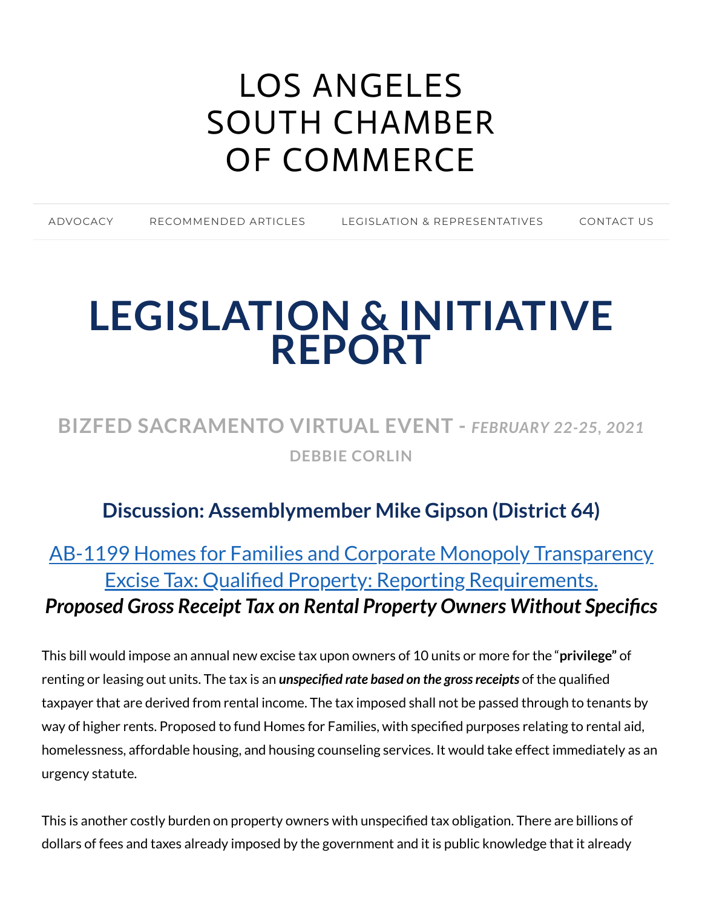# LOS ANGELES SOUTH CHAMBER OF COMMERCE

ADVOCACY RECOMMENDED ARTICLES LEGISLATION & REPRESENTATIVES CONTACT US

# LEGISLATION & INITIATIVE REPORT

## BIZFED SACRAMENTO VIRTUAL EVENT - *FEBRUARY 22-25, 2021*

### DEBBIE CORLIN

### Discussion: Assemblymember Mike Gipson (District 64)

### [AB-1199 Homes for Families and Corporate Monopoly Transparency Excise Tax: Qualified Property: Reporting Requirements.]

### *Proposed Gross Receipt Tax on Rental Property Owners Without Specifics*

This bill would impose an annual new excise tax upon owners of 10 units or more for the "**privilege"** of renting or leasing out units. The tax is an ***unspecified rate based on the gross receipts*** of the qualified taxpayer that are derived from rental income. The tax imposed shall not be passed through to tenants by way of higher rents. Proposed to fund Homes for Families, with specified purposes relating to rental aid, homelessness, affordable housing, and housing counseling services. It would take effect immediately as an urgency statute.

This is another costly burden on property owners with unspecified tax obligation. There are billions of dollars of fees and taxes already imposed by the government and it is public knowledge that it already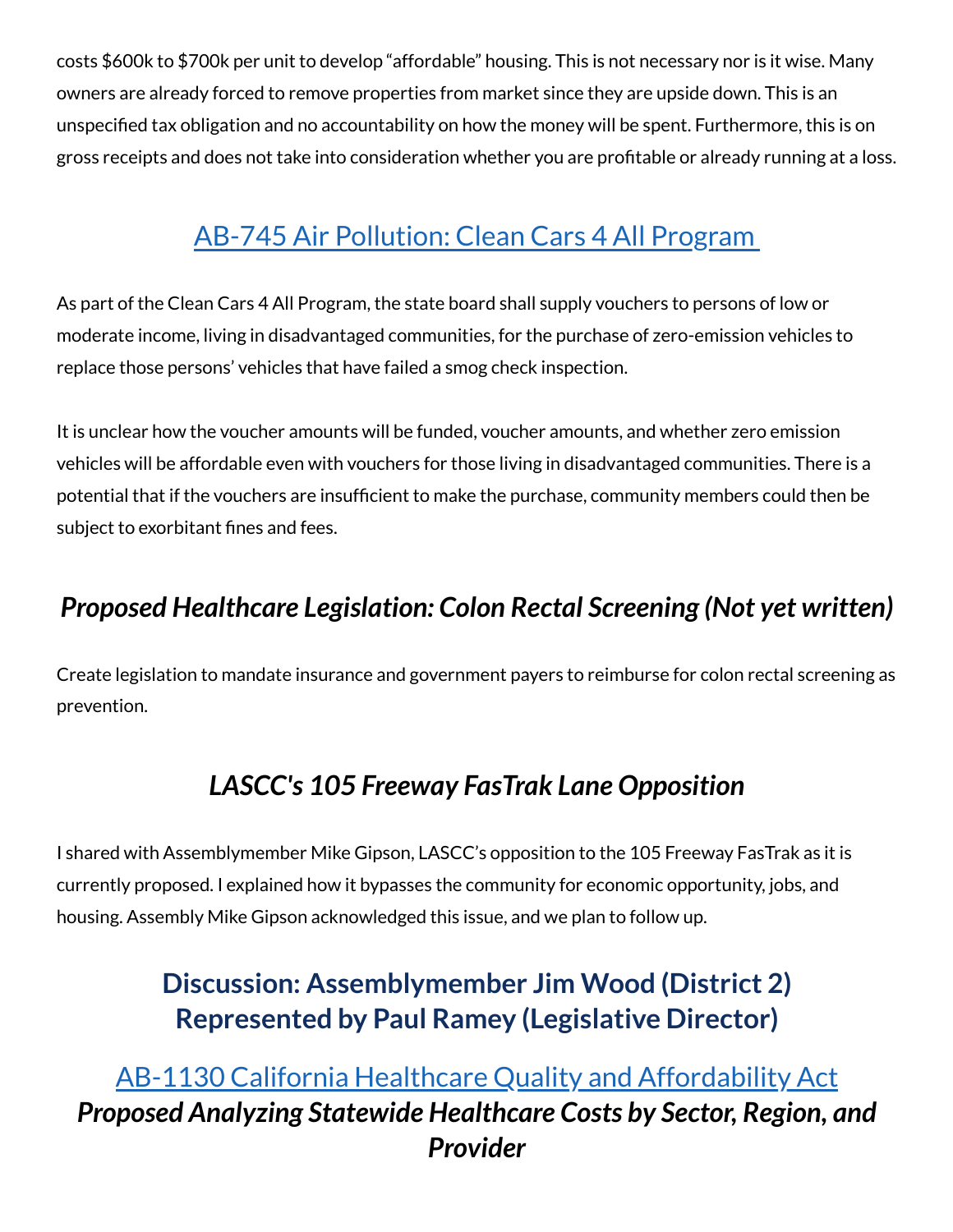costs $600k to $700k per unit to develop "affordable" housing. This is not necessary nor is it wise. Many owners are already forced to remove properties from market since they are upside down. This is an unspecified tax obligation and no accountability on how the money will be spent. Furthermore, this is on gross receipts and does not take into consideration whether you are profitable or already running at a loss.

## AB-745 Air Pollution: Clean Cars 4 All Program

As part of the Clean Cars 4 All Program, the state board shall supply vouchers to persons of low or moderate income, living in disadvantaged communities, for the purchase of zero-emission vehicles to replace those persons' vehicles that have failed a smog check inspection.

It is unclear how the voucher amounts will be funded, voucher amounts, and whether zero emission vehicles will be affordable even with vouchers for those living in disadvantaged communities. There is a potential that if the vouchers are insufficient to make the purchase, community members could then be subject to exorbitant fines and fees.

## *Proposed Healthcare Legislation: Colon Rectal Screening (Not yet written)*

Create legislation to mandate insurance and government payers to reimburse for colon rectal screening as prevention.

## *LASCC's 105 Freeway FasTrak Lane Opposition*

I shared with Assemblymember Mike Gipson, LASCC's opposition to the 105 Freeway FasTrak as it is currently proposed. I explained how it bypasses the community for economic opportunity, jobs, and housing. Assembly Mike Gipson acknowledged this issue, and we plan to follow up.

## Discussion: Assemblymember Jim Wood (District 2) Represented by Paul Ramey (Legislative Director)

## AB-1130 California Healthcare Quality and Affordability Act
### *Proposed Analyzing Statewide Healthcare Costs by Sector, Region, and Provider*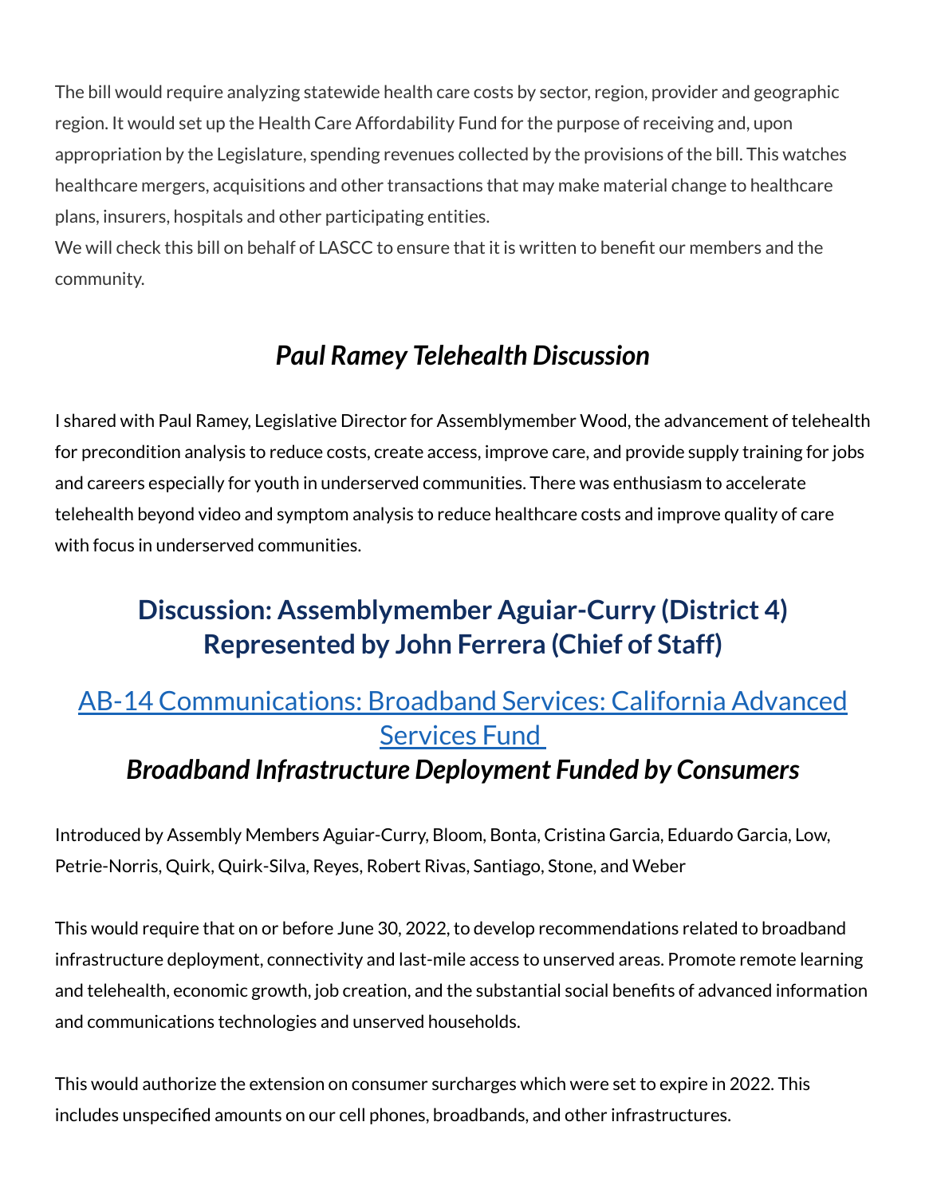The bill would require analyzing statewide health care costs by sector, region, provider and geographic region. It would set up the Health Care Affordability Fund for the purpose of receiving and, upon appropriation by the Legislature, spending revenues collected by the provisions of the bill. This watches healthcare mergers, acquisitions and other transactions that may make material change to healthcare plans, insurers, hospitals and other participating entities.
We will check this bill on behalf of LASCC to ensure that it is written to benefit our members and the community.

### *Paul Ramey Telehealth Discussion*

I shared with Paul Ramey, Legislative Director for Assemblymember Wood, the advancement of telehealth for precondition analysis to reduce costs, create access, improve care, and provide supply training for jobs and careers especially for youth in underserved communities. There was enthusiasm to accelerate telehealth beyond video and symptom analysis to reduce healthcare costs and improve quality of care with focus in underserved communities.

## Discussion: Assemblymember Aguiar-Curry (District 4) Represented by John Ferrera (Chief of Staff)

### AB-14 Communications: Broadband Services: California Advanced Services Fund

### *Broadband Infrastructure Deployment Funded by Consumers*

Introduced by Assembly Members Aguiar-Curry, Bloom, Bonta, Cristina Garcia, Eduardo Garcia, Low, Petrie-Norris, Quirk, Quirk-Silva, Reyes, Robert Rivas, Santiago, Stone, and Weber

This would require that on or before June 30, 2022, to develop recommendations related to broadband infrastructure deployment, connectivity and last-mile access to unserved areas. Promote remote learning and telehealth, economic growth, job creation, and the substantial social benefits of advanced information and communications technologies and unserved households.

This would authorize the extension on consumer surcharges which were set to expire in 2022. This includes unspecified amounts on our cell phones, broadbands, and other infrastructures.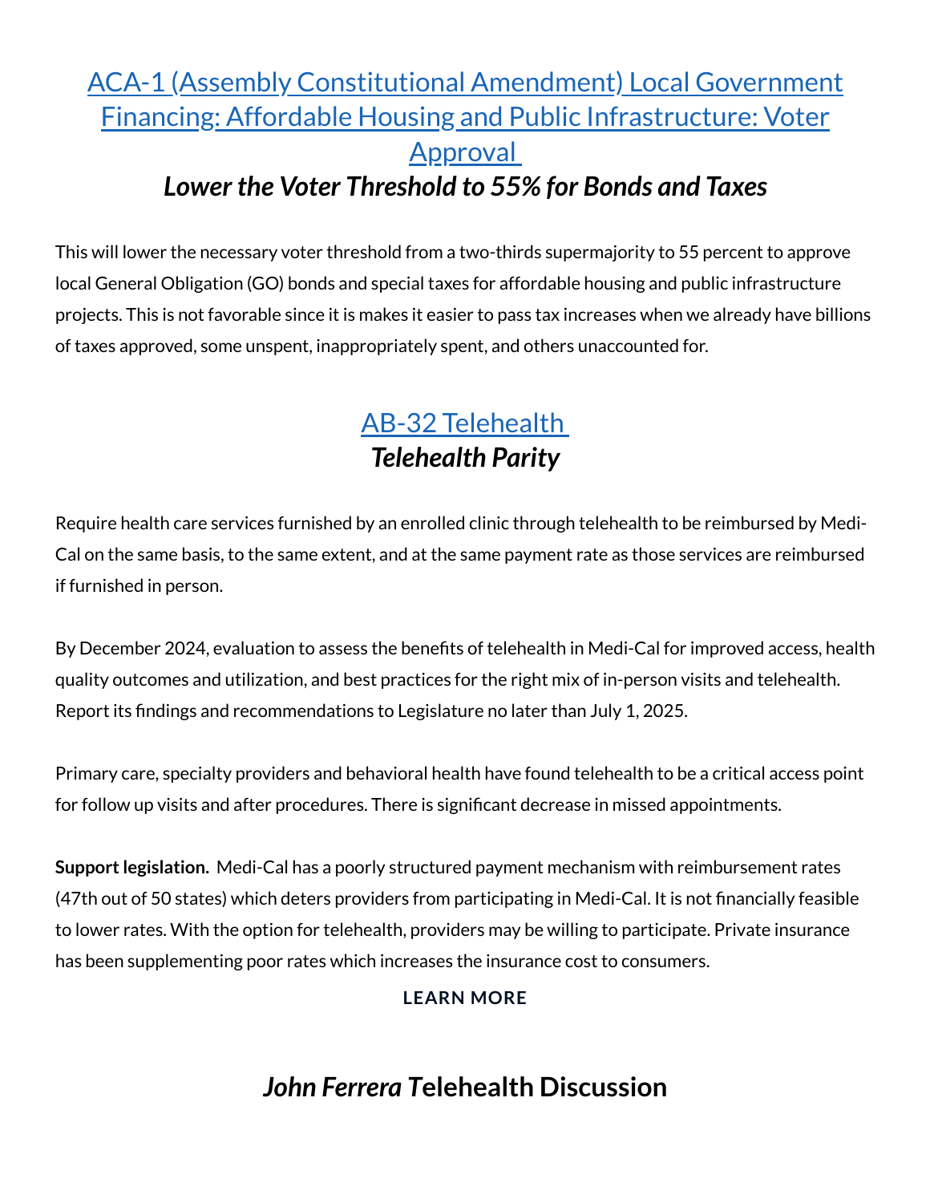## ACA-1 (Assembly Constitutional Amendment) Local Government Financing: Affordable Housing and Public Infrastructure: Voter Approval

### *Lower the Voter Threshold to 55% for Bonds and Taxes*

This will lower the necessary voter threshold from a two-thirds supermajority to 55 percent to approve local General Obligation (GO) bonds and special taxes for affordable housing and public infrastructure projects. This is not favorable since it is makes it easier to pass tax increases when we already have billions of taxes approved, some unspent, inappropriately spent, and others unaccounted for.

## AB-32 Telehealth

### *Telehealth Parity*

Require health care services furnished by an enrolled clinic through telehealth to be reimbursed by Medi-Cal on the same basis, to the same extent, and at the same payment rate as those services are reimbursed if furnished in person.

By December 2024, evaluation to assess the benefits of telehealth in Medi-Cal for improved access, health quality outcomes and utilization, and best practices for the right mix of in-person visits and telehealth. Report its findings and recommendations to Legislature no later than July 1, 2025.

Primary care, specialty providers and behavioral health have found telehealth to be a critical access point for follow up visits and after procedures. There is significant decrease in missed appointments.

**Support legislation.** Medi-Cal has a poorly structured payment mechanism with reimbursement rates (47th out of 50 states) which deters providers from participating in Medi-Cal. It is not financially feasible to lower rates. With the option for telehealth, providers may be willing to participate. Private insurance has been supplementing poor rates which increases the insurance cost to consumers.

**LEARN MORE**

## *John Ferrera* Telehealth Discussion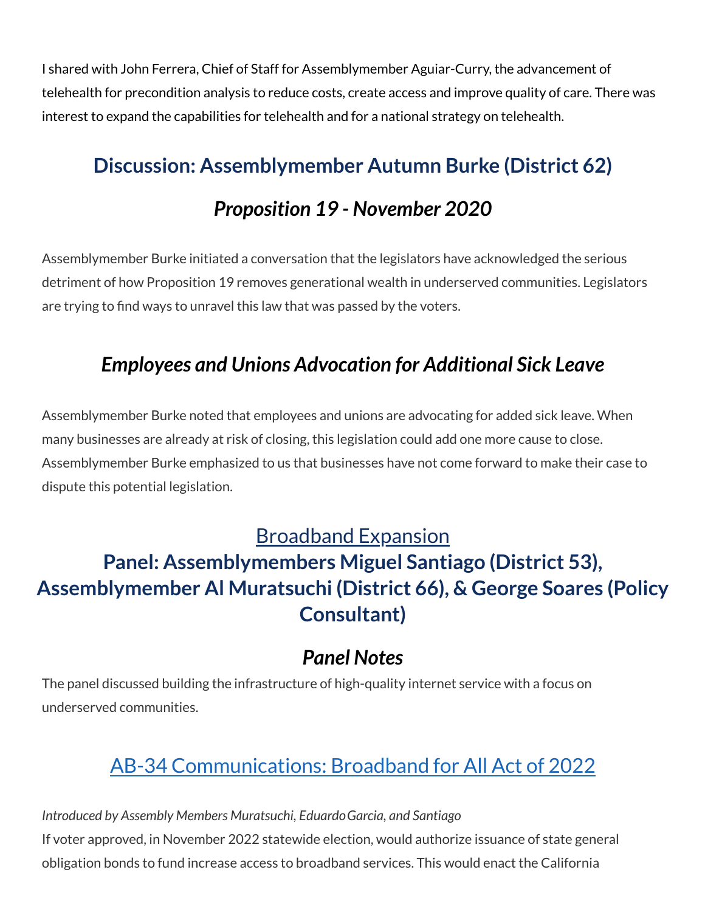I shared with John Ferrera, Chief of Staff for Assemblymember Aguiar-Curry, the advancement of telehealth for precondition analysis to reduce costs, create access and improve quality of care. There was interest to expand the capabilities for telehealth and for a national strategy on telehealth.

## Discussion: Assemblymember Autumn Burke (District 62)

### *Proposition 19 - November 2020*

Assemblymember Burke initiated a conversation that the legislators have acknowledged the serious detriment of how Proposition 19 removes generational wealth in underserved communities. Legislators are trying to find ways to unravel this law that was passed by the voters.

### *Employees and Unions Advocation for Additional Sick Leave*

Assemblymember Burke noted that employees and unions are advocating for added sick leave. When many businesses are already at risk of closing, this legislation could add one more cause to close. Assemblymember Burke emphasized to us that businesses have not come forward to make their case to dispute this potential legislation.

## Broadband Expansion

## Panel: Assemblymembers Miguel Santiago (District 53), Assemblymember Al Muratsuchi (District 66), & George Soares (Policy Consultant)

### *Panel Notes*

The panel discussed building the infrastructure of high-quality internet service with a focus on underserved communities.

## AB-34 Communications: Broadband for All Act of 2022

*Introduced by Assembly Members Muratsuchi, Eduardo Garcia, and Santiago*

If voter approved, in November 2022 statewide election, would authorize issuance of state general obligation bonds to fund increase access to broadband services. This would enact the California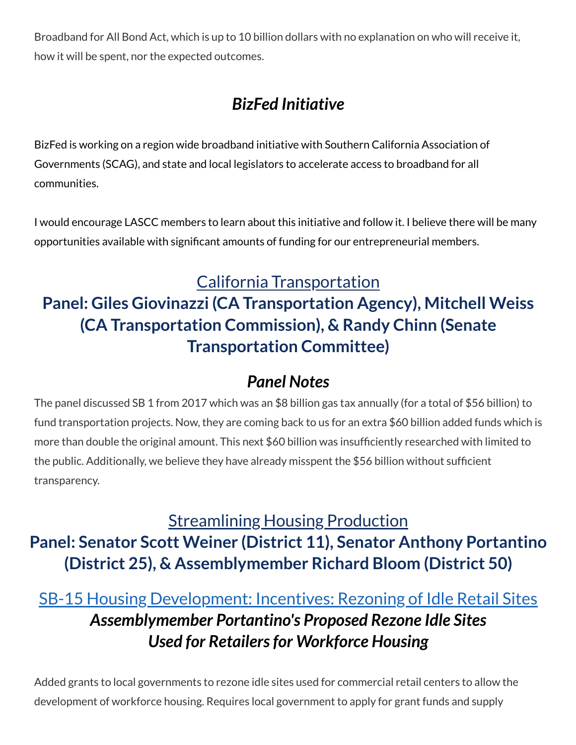Broadband for All Bond Act, which is up to 10 billion dollars with no explanation on who will receive it, how it will be spent, nor the expected outcomes.

### *BizFed Initiative*

BizFed is working on a region wide broadband initiative with Southern California Association of Governments (SCAG), and state and local legislators to accelerate access to broadband for all communities.

I would encourage LASCC members to learn about this initiative and follow it. I believe there will be many opportunities available with significant amounts of funding for our entrepreneurial members.

## California Transportation
## **Panel: Giles Giovinazzi (CA Transportation Agency), Mitchell Weiss (CA Transportation Commission), & Randy Chinn (Senate Transportation Committee)**

### *Panel Notes*

The panel discussed SB 1 from 2017 which was an $8 billion gas tax annually (for a total of $56 billion) to fund transportation projects. Now, they are coming back to us for an extra $60 billion added funds which is more than double the original amount. This next $60 billion was insufficiently researched with limited to the public. Additionally, we believe they have already misspent the $56 billion without sufficient transparency.

## Streamlining Housing Production
## **Panel: Senator Scott Weiner (District 11), Senator Anthony Portantino (District 25), & Assemblymember Richard Bloom (District 50)**

## SB-15 Housing Development: Incentives: Rezoning of Idle Retail Sites
### *Assemblymember Portantino's Proposed Rezone Idle Sites Used for Retailers for Workforce Housing*

Added grants to local governments to rezone idle sites used for commercial retail centers to allow the development of workforce housing. Requires local government to apply for grant funds and supply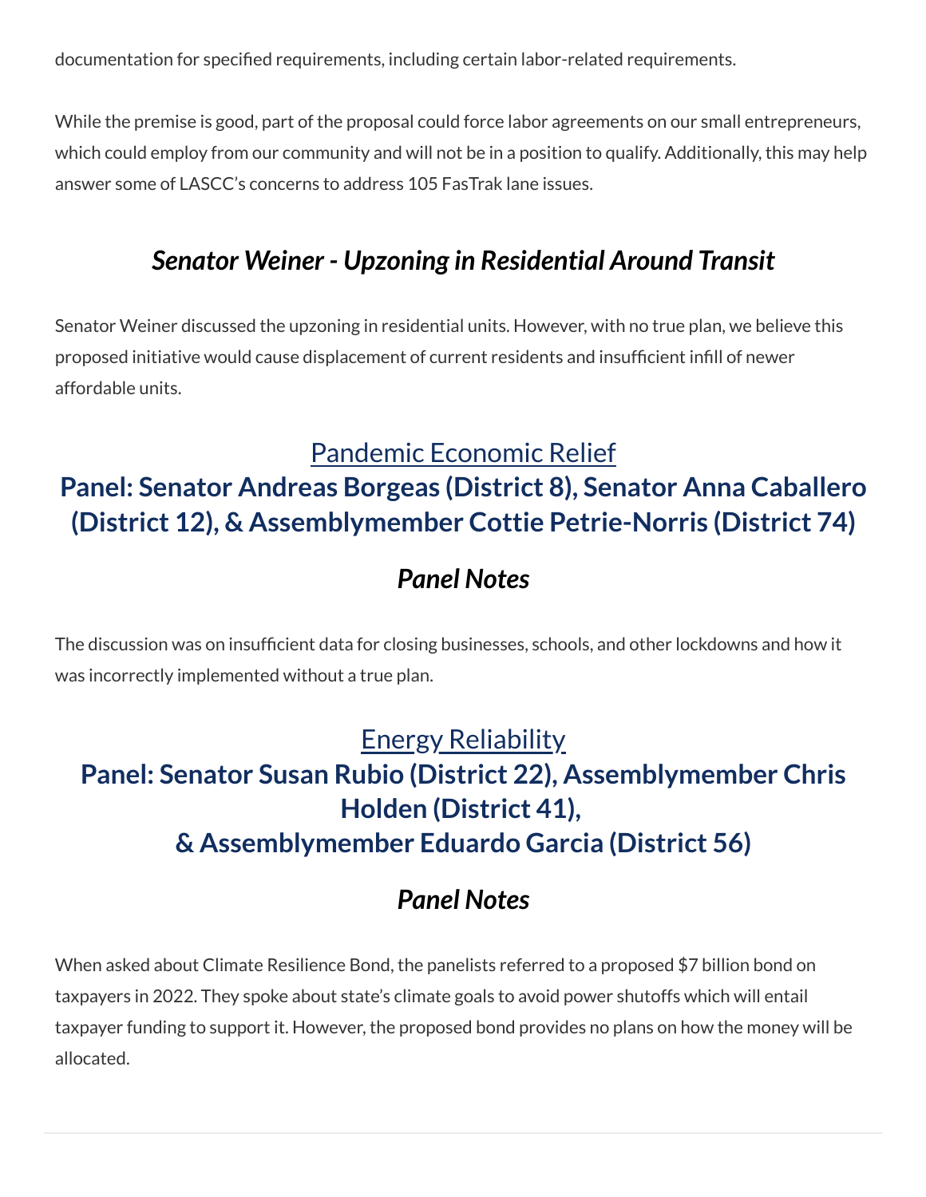documentation for specified requirements, including certain labor-related requirements.

While the premise is good, part of the proposal could force labor agreements on our small entrepreneurs, which could employ from our community and will not be in a position to qualify. Additionally, this may help answer some of LASCC's concerns to address 105 FasTrak lane issues.

### *Senator Weiner - Upzoning in Residential Around Transit*

Senator Weiner discussed the upzoning in residential units. However, with no true plan, we believe this proposed initiative would cause displacement of current residents and insufficient infill of newer affordable units.

## Pandemic Economic Relief

## **Panel: Senator Andreas Borgeas (District 8), Senator Anna Caballero (District 12), & Assemblymember Cottie Petrie-Norris (District 74)**

### *Panel Notes*

The discussion was on insufficient data for closing businesses, schools, and other lockdowns and how it was incorrectly implemented without a true plan.

## Energy Reliability

## **Panel: Senator Susan Rubio (District 22), Assemblymember Chris Holden (District 41), & Assemblymember Eduardo Garcia (District 56)**

### *Panel Notes*

When asked about Climate Resilience Bond, the panelists referred to a proposed $7 billion bond on taxpayers in 2022. They spoke about state's climate goals to avoid power shutoffs which will entail taxpayer funding to support it. However, the proposed bond provides no plans on how the money will be allocated.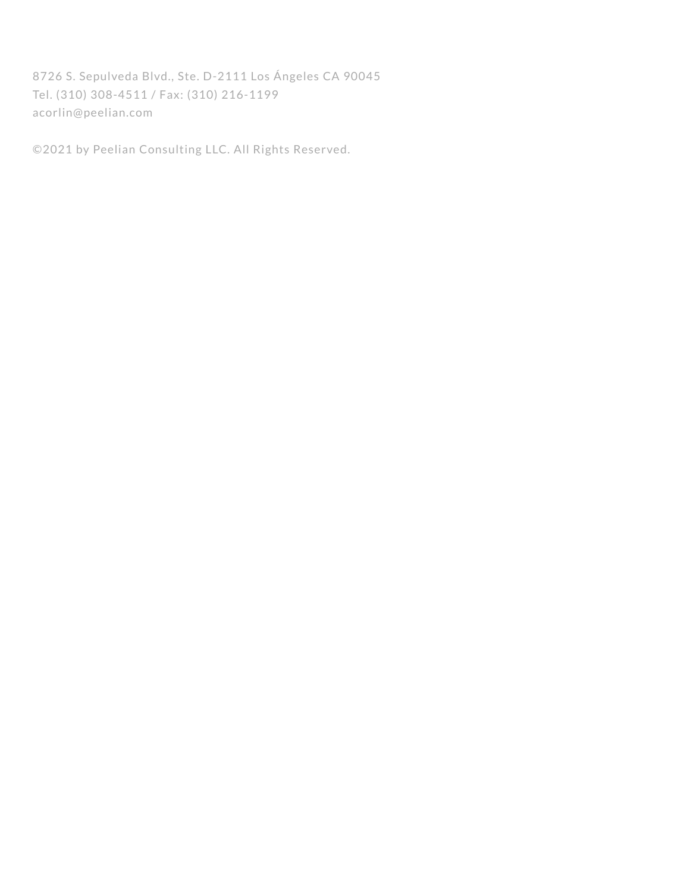8726 S. Sepulveda Blvd., Ste. D-2111 Los Ángeles CA 90045
Tel. (310) 308-4511 / Fax: (310) 216-1199
acorlin@peelian.com

©2021 by Peelian Consulting LLC. All Rights Reserved.